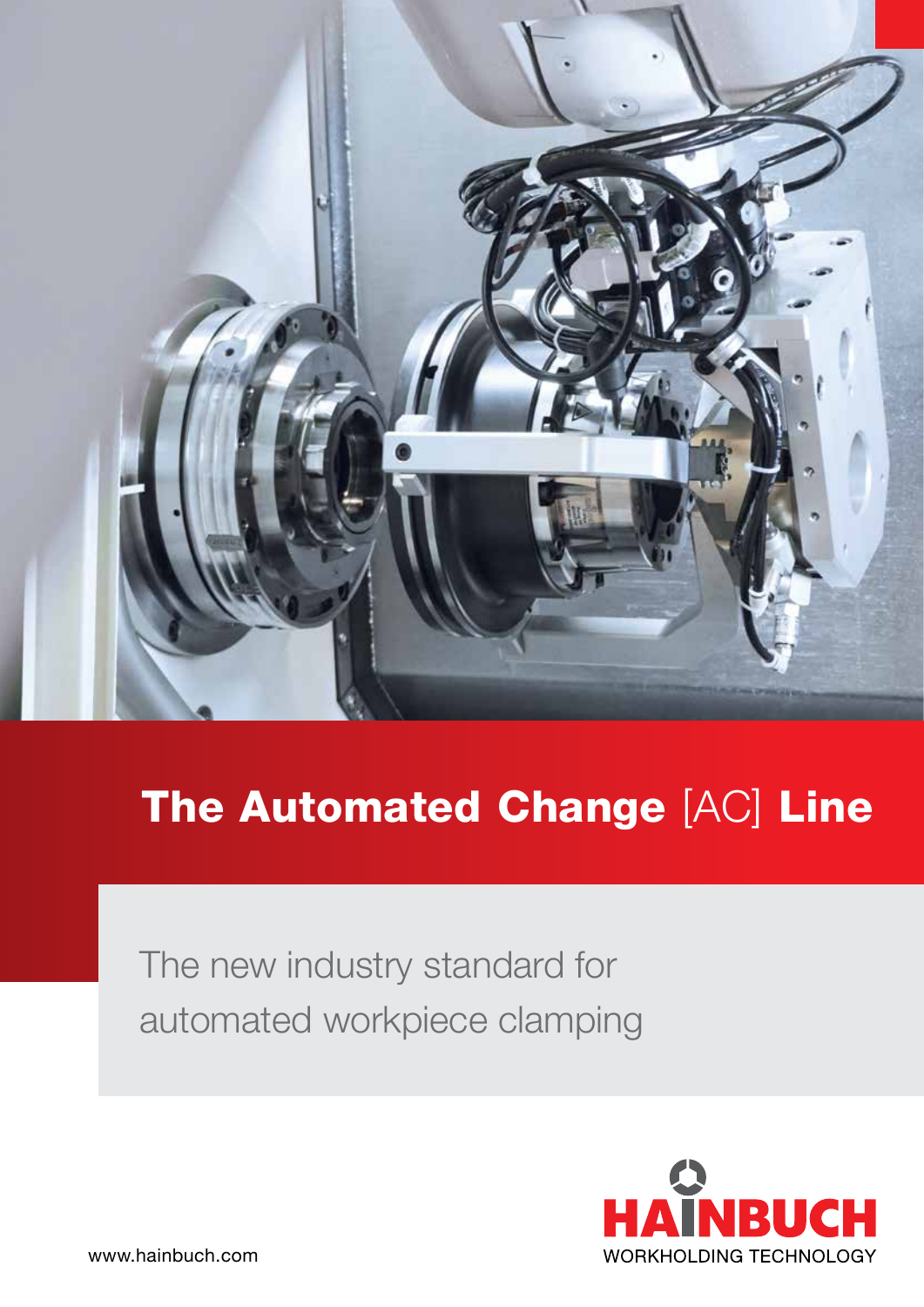# The Automated Change [AC] Line

The new industry standard for automated workpiece clamping

HAINBUCH
WORKHOLDING TECHNOLOGY

www.hainbuch.com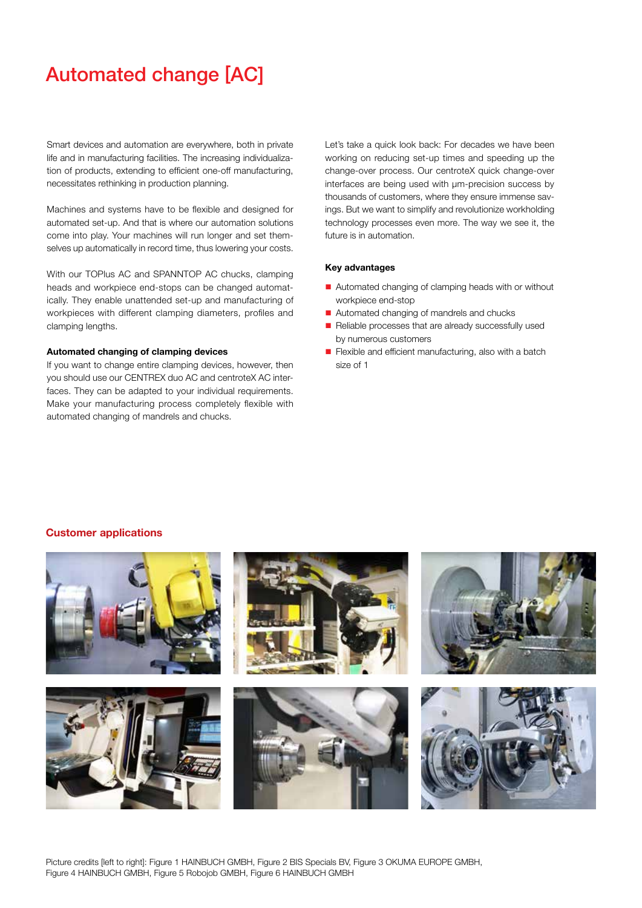# Automated change [AC]

Smart devices and automation are everywhere, both in private life and in manufacturing facilities. The increasing individualization of products, extending to efficient one-off manufacturing, necessitates rethinking in production planning.

Machines and systems have to be flexible and designed for automated set-up. And that is where our automation solutions come into play. Your machines will run longer and set themselves up automatically in record time, thus lowering your costs.

With our TOPlus AC and SPANNTOP AC chucks, clamping heads and workpiece end-stops can be changed automatically. They enable unattended set-up and manufacturing of workpieces with different clamping diameters, profiles and clamping lengths.

**Automated changing of clamping devices**

If you want to change entire clamping devices, however, then you should use our CENTREX duo AC and centroteX AC interfaces. They can be adapted to your individual requirements. Make your manufacturing process completely flexible with automated changing of mandrels and chucks.

Let's take a quick look back: For decades we have been working on reducing set-up times and speeding up the change-over process. Our centroteX quick change-over interfaces are being used with µm-precision success by thousands of customers, where they ensure immense savings. But we want to simplify and revolutionize workholding technology processes even more. The way we see it, the future is in automation.

**Key advantages**

- Automated changing of clamping heads with or without workpiece end-stop
- Automated changing of mandrels and chucks
- Reliable processes that are already successfully used by numerous customers
- Flexible and efficient manufacturing, also with a batch size of 1

## Customer applications

Picture credits [left to right]: Figure 1 HAINBUCH GMBH, Figure 2 BIS Specials BV, Figure 3 OKUMA EUROPE GMBH, Figure 4 HAINBUCH GMBH, Figure 5 Robojob GMBH, Figure 6 HAINBUCH GMBH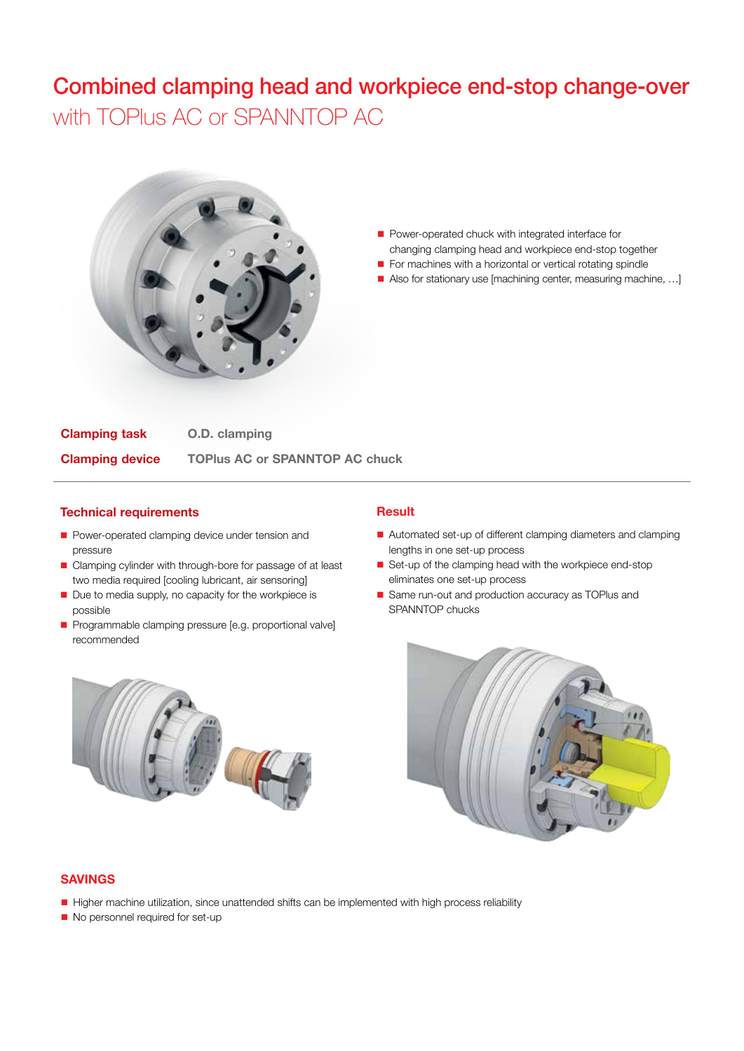# Combined clamping head and workpiece end-stop change-over

## with TOPlus AC or SPANNTOP AC

- Power-operated chuck with integrated interface for changing clamping head and workpiece end-stop together
- For machines with a horizontal or vertical rotating spindle
- Also for stationary use [machining center, measuring machine, …]

**Clamping task** O.D. clamping

**Clamping device** TOPlus AC or SPANNTOP AC chuck

### Technical requirements

- Power-operated clamping device under tension and pressure
- Clamping cylinder with through-bore for passage of at least two media required [cooling lubricant, air sensoring]
- Due to media supply, no capacity for the workpiece is possible
- Programmable clamping pressure [e.g. proportional valve] recommended

### Result

- Automated set-up of different clamping diameters and clamping lengths in one set-up process
- Set-up of the clamping head with the workpiece end-stop eliminates one set-up process
- Same run-out and production accuracy as TOPlus and SPANNTOP chucks

### SAVINGS

- Higher machine utilization, since unattended shifts can be implemented with high process reliability
- No personnel required for set-up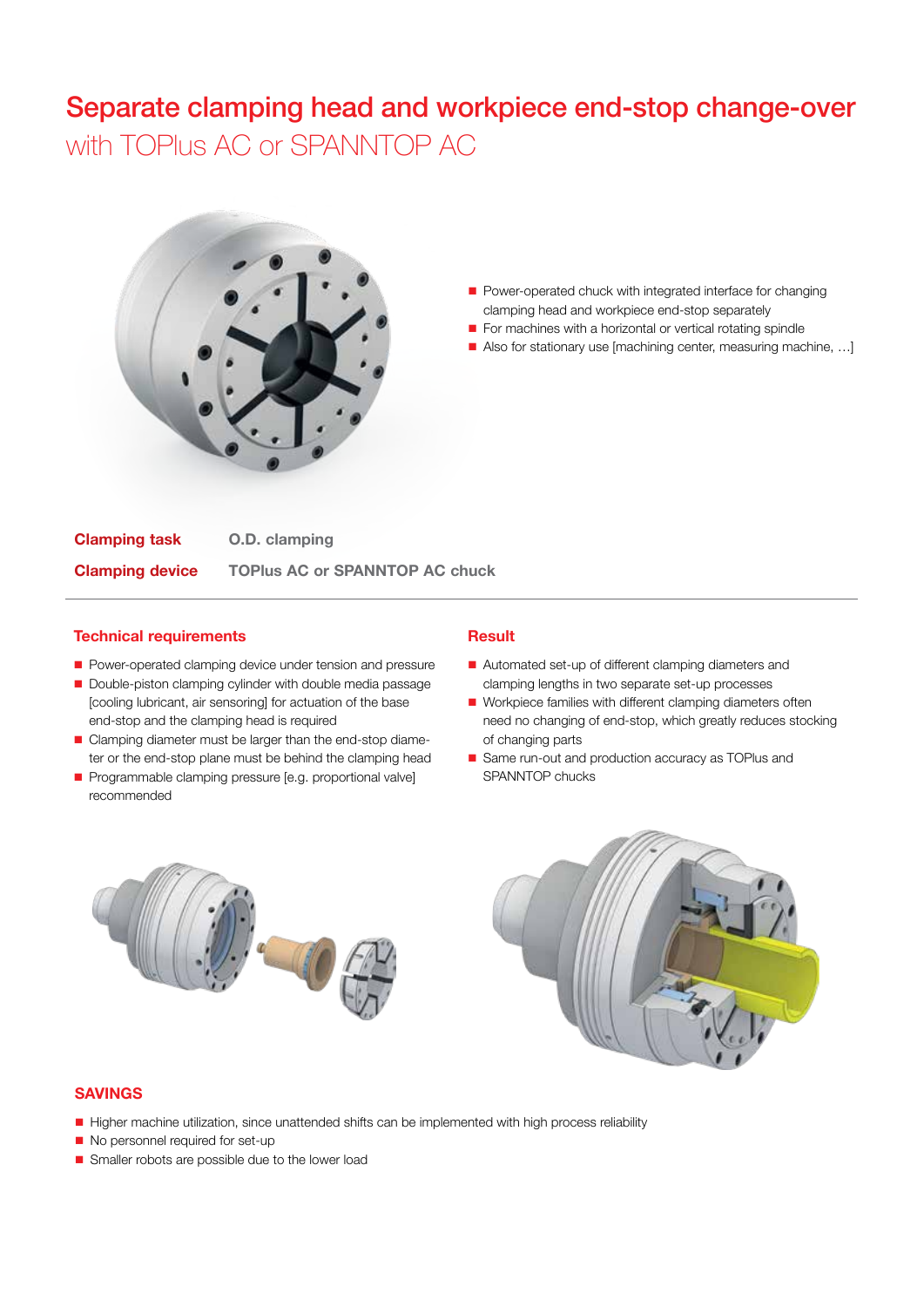# Separate clamping head and workpiece end-stop change-over
## with TOPlus AC or SPANNTOP AC

- Power-operated chuck with integrated interface for changing clamping head and workpiece end-stop separately
- For machines with a horizontal or vertical rotating spindle
- Also for stationary use [machining center, measuring machine, ...]

| | |
|---|---|
| **Clamping task** | **O.D. clamping** |
| **Clamping device** | **TOPlus AC or SPANNTOP AC chuck** |

### Technical requirements

- Power-operated clamping device under tension and pressure
- Double-piston clamping cylinder with double media passage [cooling lubricant, air sensoring] for actuation of the base end-stop and the clamping head is required
- Clamping diameter must be larger than the end-stop diameter or the end-stop plane must be behind the clamping head
- Programmable clamping pressure [e.g. proportional valve] recommended

### Result

- Automated set-up of different clamping diameters and clamping lengths in two separate set-up processes
- Workpiece families with different clamping diameters often need no changing of end-stop, which greatly reduces stocking of changing parts
- Same run-out and production accuracy as TOPlus and SPANNTOP chucks

### SAVINGS

- Higher machine utilization, since unattended shifts can be implemented with high process reliability
- No personnel required for set-up
- Smaller robots are possible due to the lower load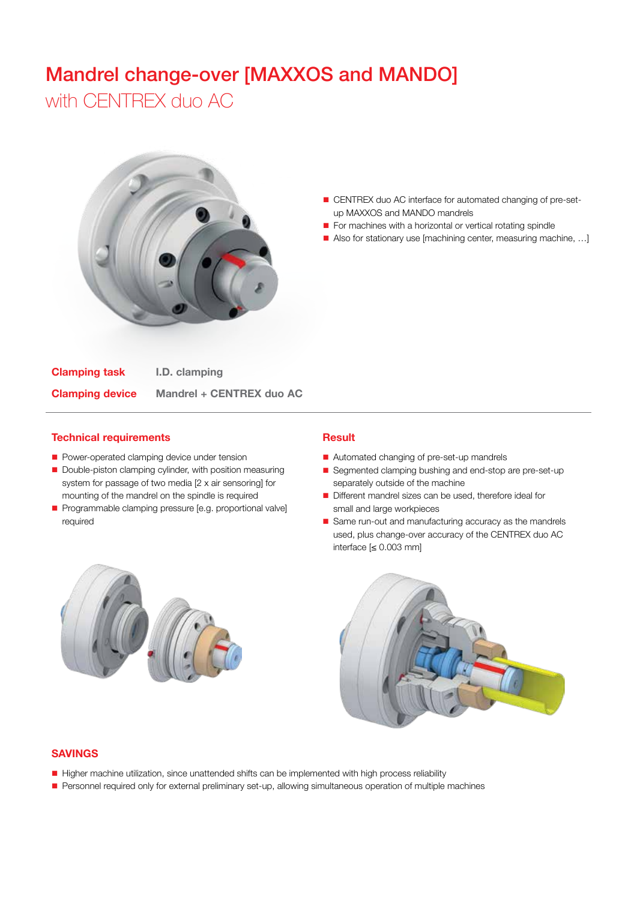# Mandrel change-over [MAXXOS and MANDO]

## with CENTREX duo AC

- CENTREX duo AC interface for automated changing of pre-set-up MAXXOS and MANDO mandrels
- For machines with a horizontal or vertical rotating spindle
- Also for stationary use [machining center, measuring machine, ...]

| | |
|---|---|
| **Clamping task** | **I.D. clamping** |
| **Clamping device** | **Mandrel + CENTREX duo AC** |

### Technical requirements

- Power-operated clamping device under tension
- Double-piston clamping cylinder, with position measuring system for passage of two media [2 x air sensoring] for mounting of the mandrel on the spindle is required
- Programmable clamping pressure [e.g. proportional valve] required

### Result

- Automated changing of pre-set-up mandrels
- Segmented clamping bushing and end-stop are pre-set-up separately outside of the machine
- Different mandrel sizes can be used, therefore ideal for small and large workpieces
- Same run-out and manufacturing accuracy as the mandrels used, plus change-over accuracy of the CENTREX duo AC interface [≤ 0.003 mm]

### SAVINGS

- Higher machine utilization, since unattended shifts can be implemented with high process reliability
- Personnel required only for external preliminary set-up, allowing simultaneous operation of multiple machines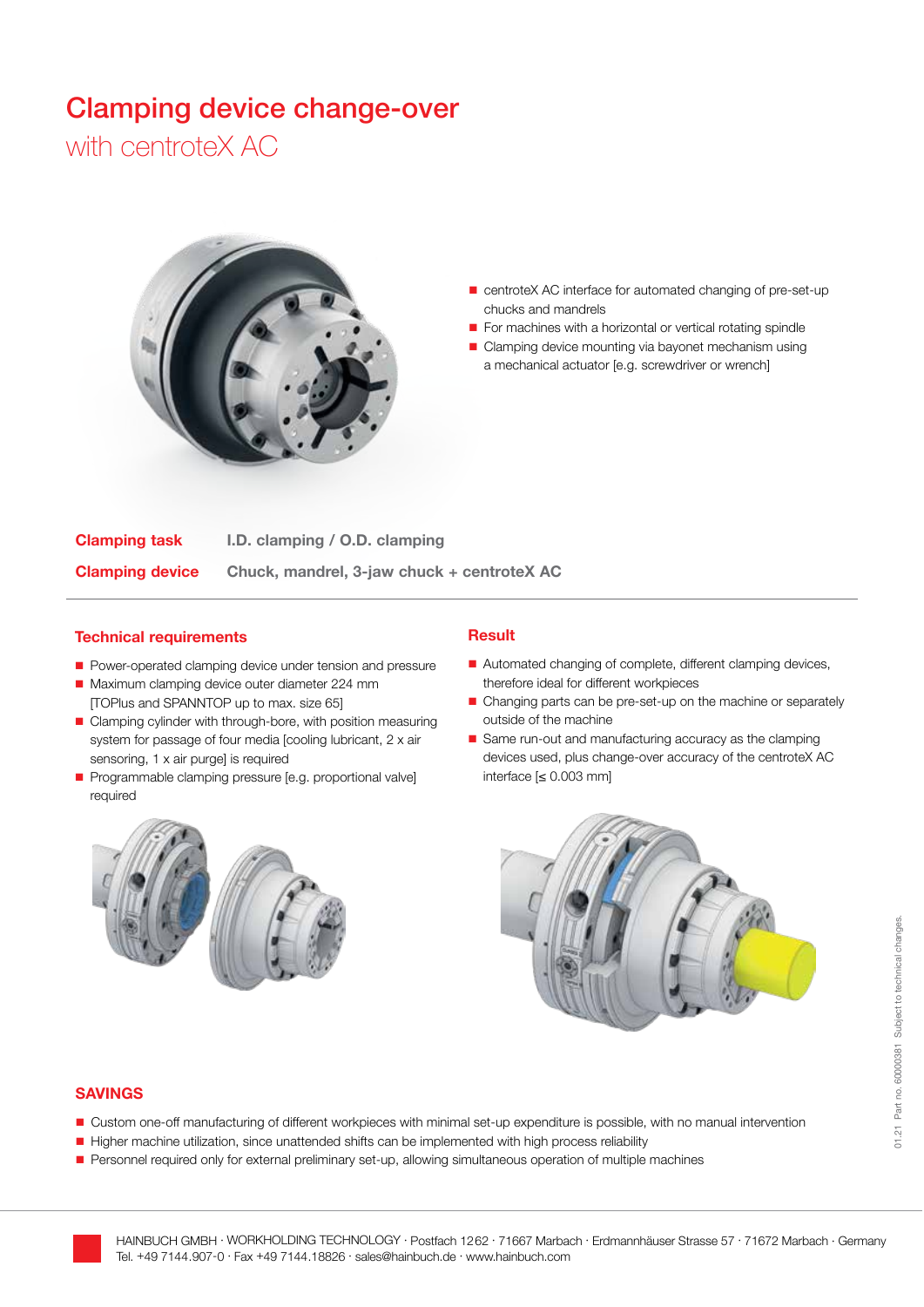# Clamping device change-over

## with centroteX AC

- centroteX AC interface for automated changing of pre-set-up chucks and mandrels
- For machines with a horizontal or vertical rotating spindle
- Clamping device mounting via bayonet mechanism using a mechanical actuator [e.g. screwdriver or wrench]

| | |
|---|---|
| **Clamping task** | **I.D. clamping / O.D. clamping** |
| **Clamping device** | **Chuck, mandrel, 3-jaw chuck + centroteX AC** |

### Technical requirements

- Power-operated clamping device under tension and pressure
- Maximum clamping device outer diameter 224 mm [TOPlus and SPANNTOP up to max. size 65]
- Clamping cylinder with through-bore, with position measuring system for passage of four media [cooling lubricant, 2 x air sensoring, 1 x air purge] is required
- Programmable clamping pressure [e.g. proportional valve] required

### Result

- Automated changing of complete, different clamping devices, therefore ideal for different workpieces
- Changing parts can be pre-set-up on the machine or separately outside of the machine
- Same run-out and manufacturing accuracy as the clamping devices used, plus change-over accuracy of the centroteX AC interface [≤ 0.003 mm]

### SAVINGS

- Custom one-off manufacturing of different workpieces with minimal set-up expenditure is possible, with no manual intervention
- Higher machine utilization, since unattended shifts can be implemented with high process reliability
- Personnel required only for external preliminary set-up, allowing simultaneous operation of multiple machines

01.21 Part no. 60000381 Subject to technical changes.

HAINBUCH GMBH · WORKHOLDING TECHNOLOGY · Postfach 1262 · 71667 Marbach · Erdmannhäuser Strasse 57 · 71672 Marbach · Germany
Tel. +49 7144.907-0 · Fax +49 7144.18826 · sales@hainbuch.de · www.hainbuch.com